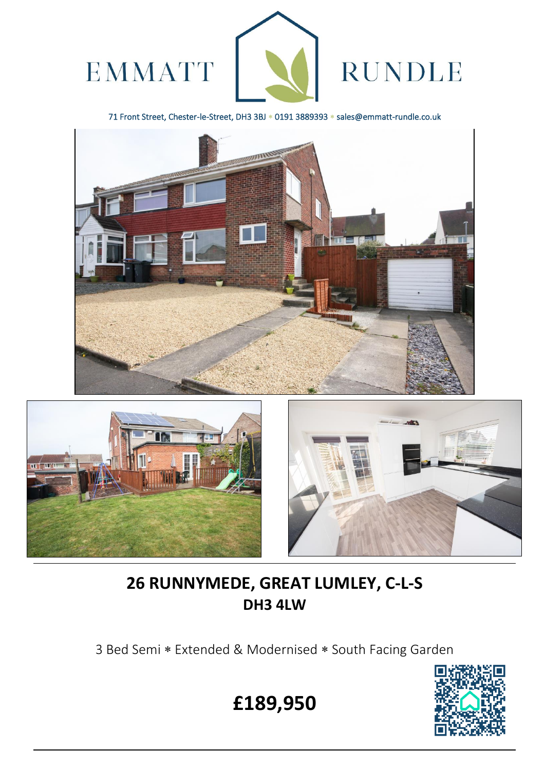EMMATT RUNDLE

71 Front Street, Chester-le-Street, DH3 3BJ * 0191 3889393 * sales@emmatt-rundle.co.uk

# 26 RUNNYMEDE, GREAT LUMLEY, C-L-S
## DH3 4LW

3 Bed Semi * Extended & Modernised * South Facing Garden

# £189,950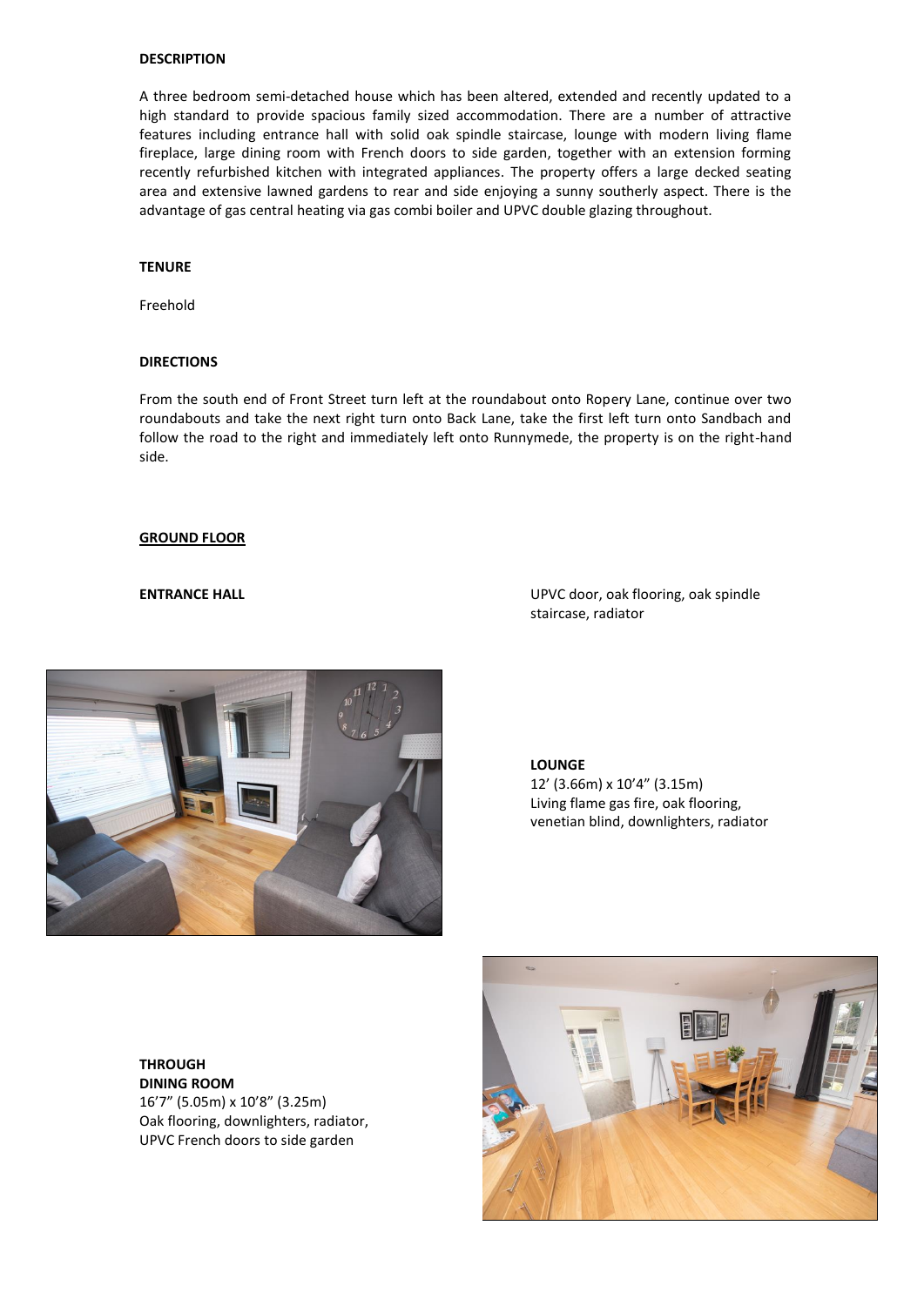**DESCRIPTION**

A three bedroom semi-detached house which has been altered, extended and recently updated to a high standard to provide spacious family sized accommodation. There are a number of attractive features including entrance hall with solid oak spindle staircase, lounge with modern living flame fireplace, large dining room with French doors to side garden, together with an extension forming recently refurbished kitchen with integrated appliances. The property offers a large decked seating area and extensive lawned gardens to rear and side enjoying a sunny southerly aspect. There is the advantage of gas central heating via gas combi boiler and UPVC double glazing throughout.

**TENURE**

Freehold

**DIRECTIONS**

From the south end of Front Street turn left at the roundabout onto Ropery Lane, continue over two roundabouts and take the next right turn onto Back Lane, take the first left turn onto Sandbach and follow the road to the right and immediately left onto Runnymede, the property is on the right-hand side.

## GROUND FLOOR

**ENTRANCE HALL**

UPVC door, oak flooring, oak spindle staircase, radiator

**LOUNGE**
12' (3.66m) x 10'4" (3.15m)
Living flame gas fire, oak flooring, venetian blind, downlighters, radiator

**THROUGH DINING ROOM**
16'7" (5.05m) x 10'8" (3.25m)
Oak flooring, downlighters, radiator, UPVC French doors to side garden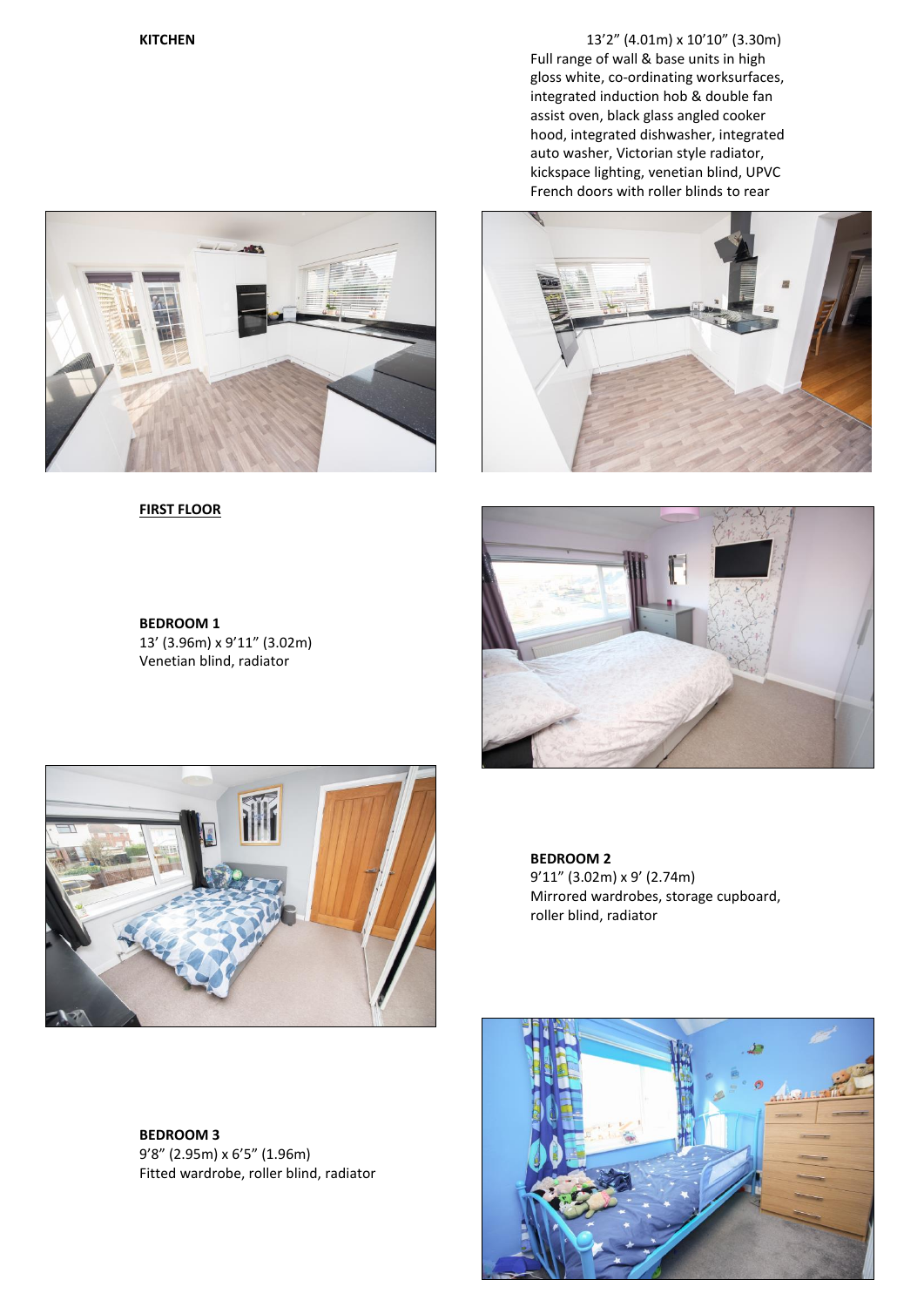**KITCHEN**

13'2" (4.01m) x 10'10" (3.30m)
Full range of wall & base units in high gloss white, co-ordinating worksurfaces, integrated induction hob & double fan assist oven, black glass angled cooker hood, integrated dishwasher, integrated auto washer, Victorian style radiator, kickspace lighting, venetian blind, UPVC French doors with roller blinds to rear

## FIRST FLOOR

**BEDROOM 1**
13' (3.96m) x 9'11" (3.02m)
Venetian blind, radiator

**BEDROOM 2**
9'11" (3.02m) x 9' (2.74m)
Mirrored wardrobes, storage cupboard, roller blind, radiator

**BEDROOM 3**
9'8" (2.95m) x 6'5" (1.96m)
Fitted wardrobe, roller blind, radiator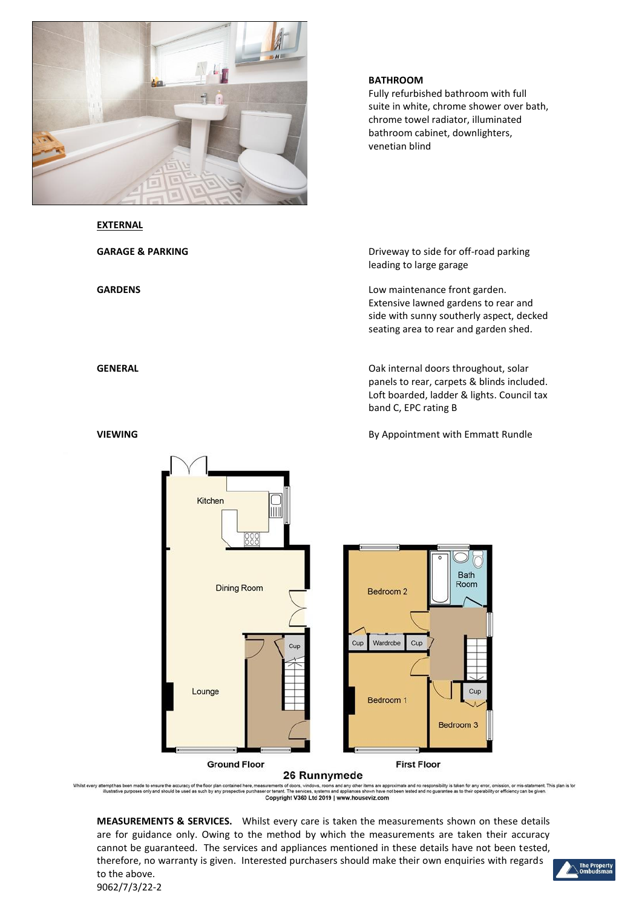**BATHROOM**
Fully refurbished bathroom with full suite in white, chrome shower over bath, chrome towel radiator, illuminated bathroom cabinet, downlighters, venetian blind

**EXTERNAL**

| | |
|---|---|
| **GARAGE & PARKING** | Driveway to side for off-road parking leading to large garage |
| **GARDENS** | Low maintenance front garden. Extensive lawned gardens to rear and side with sunny southerly aspect, decked seating area to rear and garden shed. |
| **GENERAL** | Oak internal doors throughout, solar panels to rear, carpets & blinds included. Loft boarded, ladder & lights. Council tax band C, EPC rating B |
| **VIEWING** | By Appointment with Emmatt Rundle |

Kitchen
Dining Room
Cup
Lounge
Ground Floor

Bedroom 2
Bath Room
Cup
Wardrobe
Cup
Bedroom 1
Cup
Bedroom 3
First Floor

**26 Runnymede**

Whilst every attempt has been made to ensure the accuracy of the floor plan contained here, measurements of doors, windows, rooms and any other items are approximate and no responsibility is taken for any error, omission, or mis-statement. This plan is for illustrative purposes only and should be used as such by any prospective purchaser or tenant. The services, systems and appliances shown have not been tested and no guarantee as to their operability or efficiency can be given.
Copyright V360 Ltd 2019 | www.houseviz.com

**MEASUREMENTS & SERVICES.** Whilst every care is taken the measurements shown on these details are for guidance only. Owing to the method by which the measurements are taken their accuracy cannot be guaranteed. The services and appliances mentioned in these details have not been tested, therefore, no warranty is given. Interested purchasers should make their own enquiries with regards to the above.
9062/7/3/22-2

The Property Ombudsman